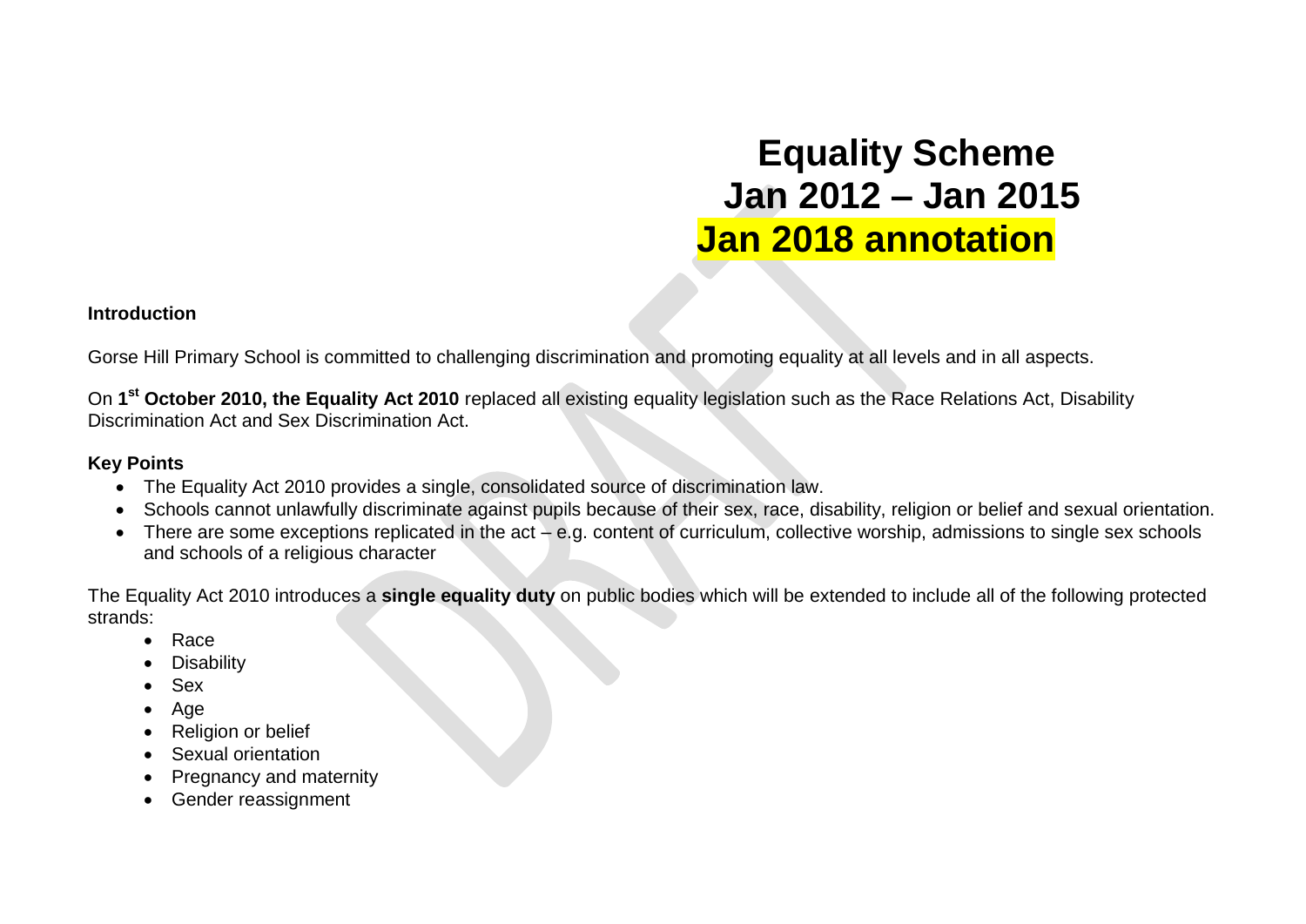# Equality Scheme
# Jan 2012 – Jan 2015
# Jan 2018 annotation

**Introduction**

Gorse Hill Primary School is committed to challenging discrimination and promoting equality at all levels and in all aspects.

On **1st October 2010, the Equality Act 2010** replaced all existing equality legislation such as the Race Relations Act, Disability Discrimination Act and Sex Discrimination Act.

### Key Points

- The Equality Act 2010 provides a single, consolidated source of discrimination law.
- Schools cannot unlawfully discriminate against pupils because of their sex, race, disability, religion or belief and sexual orientation.
- There are some exceptions replicated in the act – e.g. content of curriculum, collective worship, admissions to single sex schools and schools of a religious character

The Equality Act 2010 introduces a **single equality duty** on public bodies which will be extended to include all of the following protected strands:

- Race
- Disability
- Sex
- Age
- Religion or belief
- Sexual orientation
- Pregnancy and maternity
- Gender reassignment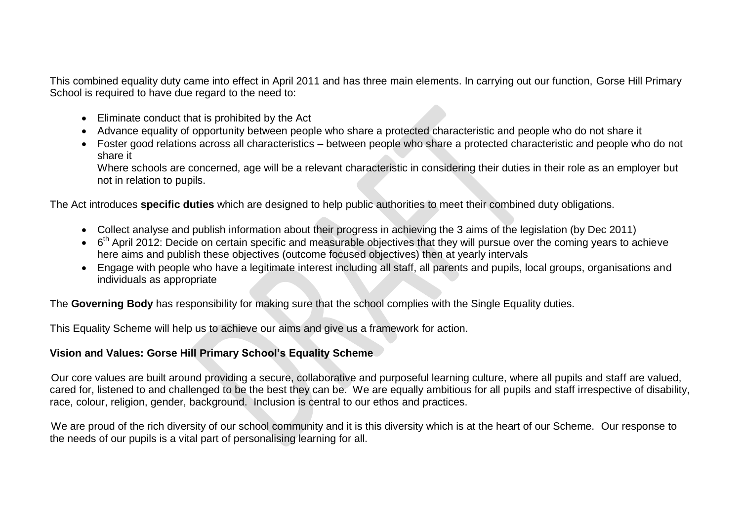This combined equality duty came into effect in April 2011 and has three main elements. In carrying out our function, Gorse Hill Primary School is required to have due regard to the need to:

- Eliminate conduct that is prohibited by the Act
- Advance equality of opportunity between people who share a protected characteristic and people who do not share it
- Foster good relations across all characteristics – between people who share a protected characteristic and people who do not share it

  Where schools are concerned, age will be a relevant characteristic in considering their duties in their role as an employer but not in relation to pupils.

The Act introduces **specific duties** which are designed to help public authorities to meet their combined duty obligations.

- Collect analyse and publish information about their progress in achieving the 3 aims of the legislation (by Dec 2011)
- 6th April 2012: Decide on certain specific and measurable objectives that they will pursue over the coming years to achieve here aims and publish these objectives (outcome focused objectives) then at yearly intervals
- Engage with people who have a legitimate interest including all staff, all parents and pupils, local groups, organisations and individuals as appropriate

The **Governing Body** has responsibility for making sure that the school complies with the Single Equality duties.

This Equality Scheme will help us to achieve our aims and give us a framework for action.

**Vision and Values: Gorse Hill Primary School's Equality Scheme**

Our core values are built around providing a secure, collaborative and purposeful learning culture, where all pupils and staff are valued, cared for, listened to and challenged to be the best they can be. We are equally ambitious for all pupils and staff irrespective of disability, race, colour, religion, gender, background. Inclusion is central to our ethos and practices.

We are proud of the rich diversity of our school community and it is this diversity which is at the heart of our Scheme. Our response to the needs of our pupils is a vital part of personalising learning for all.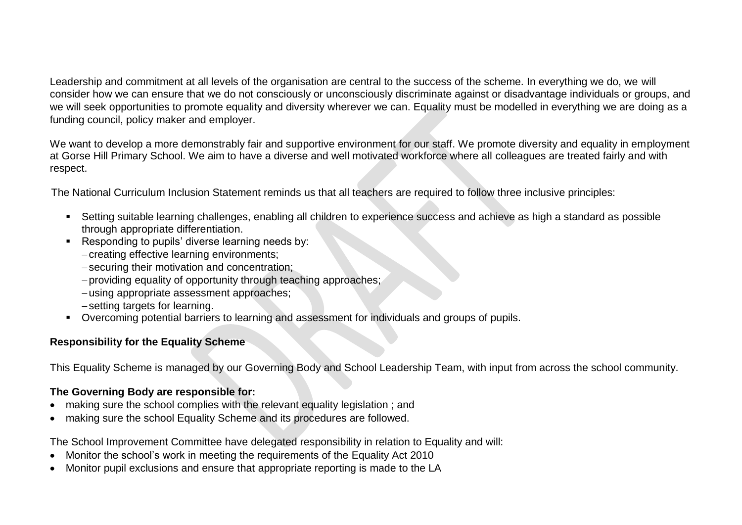Leadership and commitment at all levels of the organisation are central to the success of the scheme. In everything we do, we will consider how we can ensure that we do not consciously or unconsciously discriminate against or disadvantage individuals or groups, and we will seek opportunities to promote equality and diversity wherever we can. Equality must be modelled in everything we are doing as a funding council, policy maker and employer.

We want to develop a more demonstrably fair and supportive environment for our staff. We promote diversity and equality in employment at Gorse Hill Primary School. We aim to have a diverse and well motivated workforce where all colleagues are treated fairly and with respect.

The National Curriculum Inclusion Statement reminds us that all teachers are required to follow three inclusive principles:

- Setting suitable learning challenges, enabling all children to experience success and achieve as high a standard as possible through appropriate differentiation.
- Responding to pupils' diverse learning needs by:
  - creating effective learning environments;
  - securing their motivation and concentration;
  - providing equality of opportunity through teaching approaches;
  - using appropriate assessment approaches;
  - setting targets for learning.
- Overcoming potential barriers to learning and assessment for individuals and groups of pupils.

**Responsibility for the Equality Scheme**

This Equality Scheme is managed by our Governing Body and School Leadership Team, with input from across the school community.

**The Governing Body are responsible for:**

- making sure the school complies with the relevant equality legislation ; and
- making sure the school Equality Scheme and its procedures are followed.

The School Improvement Committee have delegated responsibility in relation to Equality and will:

- Monitor the school's work in meeting the requirements of the Equality Act 2010
- Monitor pupil exclusions and ensure that appropriate reporting is made to the LA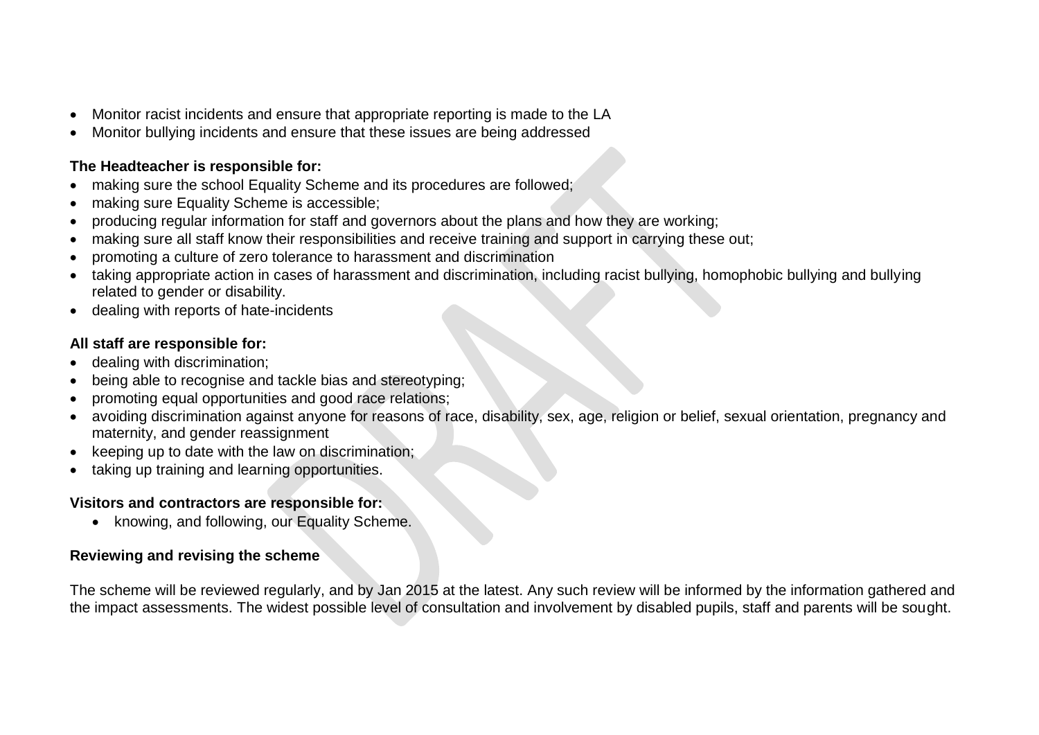- Monitor racist incidents and ensure that appropriate reporting is made to the LA
- Monitor bullying incidents and ensure that these issues are being addressed

**The Headteacher is responsible for:**

- making sure the school Equality Scheme and its procedures are followed;
- making sure Equality Scheme is accessible;
- producing regular information for staff and governors about the plans and how they are working;
- making sure all staff know their responsibilities and receive training and support in carrying these out;
- promoting a culture of zero tolerance to harassment and discrimination
- taking appropriate action in cases of harassment and discrimination, including racist bullying, homophobic bullying and bullying related to gender or disability.
- dealing with reports of hate-incidents

**All staff are responsible for:**

- dealing with discrimination;
- being able to recognise and tackle bias and stereotyping;
- promoting equal opportunities and good race relations;
- avoiding discrimination against anyone for reasons of race, disability, sex, age, religion or belief, sexual orientation, pregnancy and maternity, and gender reassignment
- keeping up to date with the law on discrimination;
- taking up training and learning opportunities.

**Visitors and contractors are responsible for:**

- knowing, and following, our Equality Scheme.

**Reviewing and revising the scheme**

The scheme will be reviewed regularly, and by Jan 2015 at the latest. Any such review will be informed by the information gathered and the impact assessments. The widest possible level of consultation and involvement by disabled pupils, staff and parents will be sought.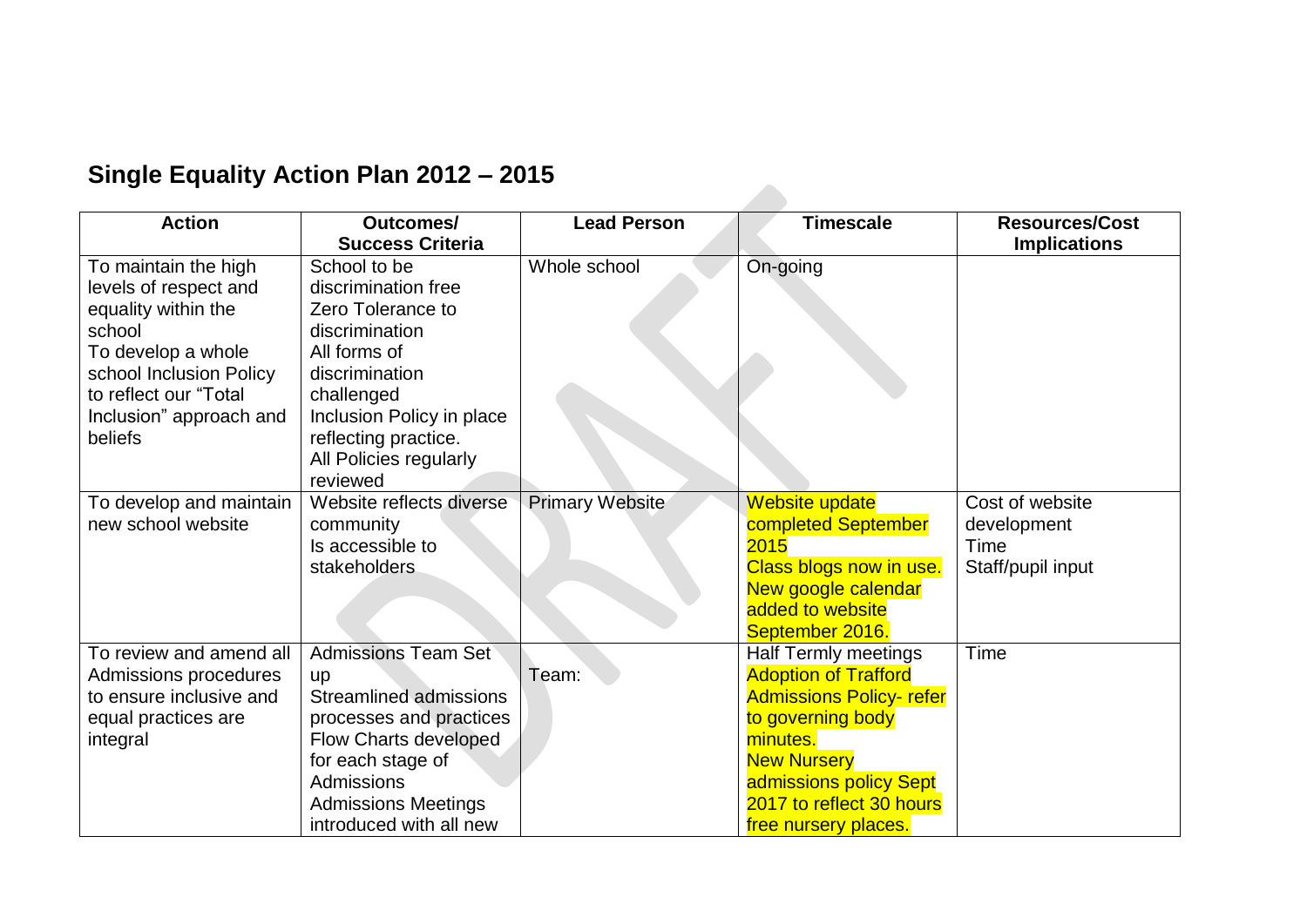## Single Equality Action Plan 2012 – 2015

| Action | Outcomes/ Success Criteria | Lead Person | Timescale | Resources/Cost Implications |
|---|---|---|---|---|
| To maintain the high levels of respect and equality within the school<br>To develop a whole school Inclusion Policy to reflect our "Total Inclusion" approach and beliefs | School to be discrimination free<br>Zero Tolerance to discrimination<br>All forms of discrimination challenged<br>Inclusion Policy in place reflecting practice.<br>All Policies regularly reviewed | Whole school | On-going | |
| To develop and maintain new school website | Website reflects diverse community<br>Is accessible to stakeholders | Primary Website | Website update completed September 2015<br>Class blogs now in use.<br>New google calendar added to website September 2016. | Cost of website development<br>Time<br>Staff/pupil input |
| To review and amend all Admissions procedures to ensure inclusive and equal practices are integral | Admissions Team Set up<br>Streamlined admissions processes and practices<br>Flow Charts developed for each stage of Admissions<br>Admissions Meetings introduced with all new | Team: | Half Termly meetings<br>Adoption of Trafford Admissions Policy- refer to governing body minutes.<br>New Nursery admissions policy Sept 2017 to reflect 30 hours free nursery places. | Time |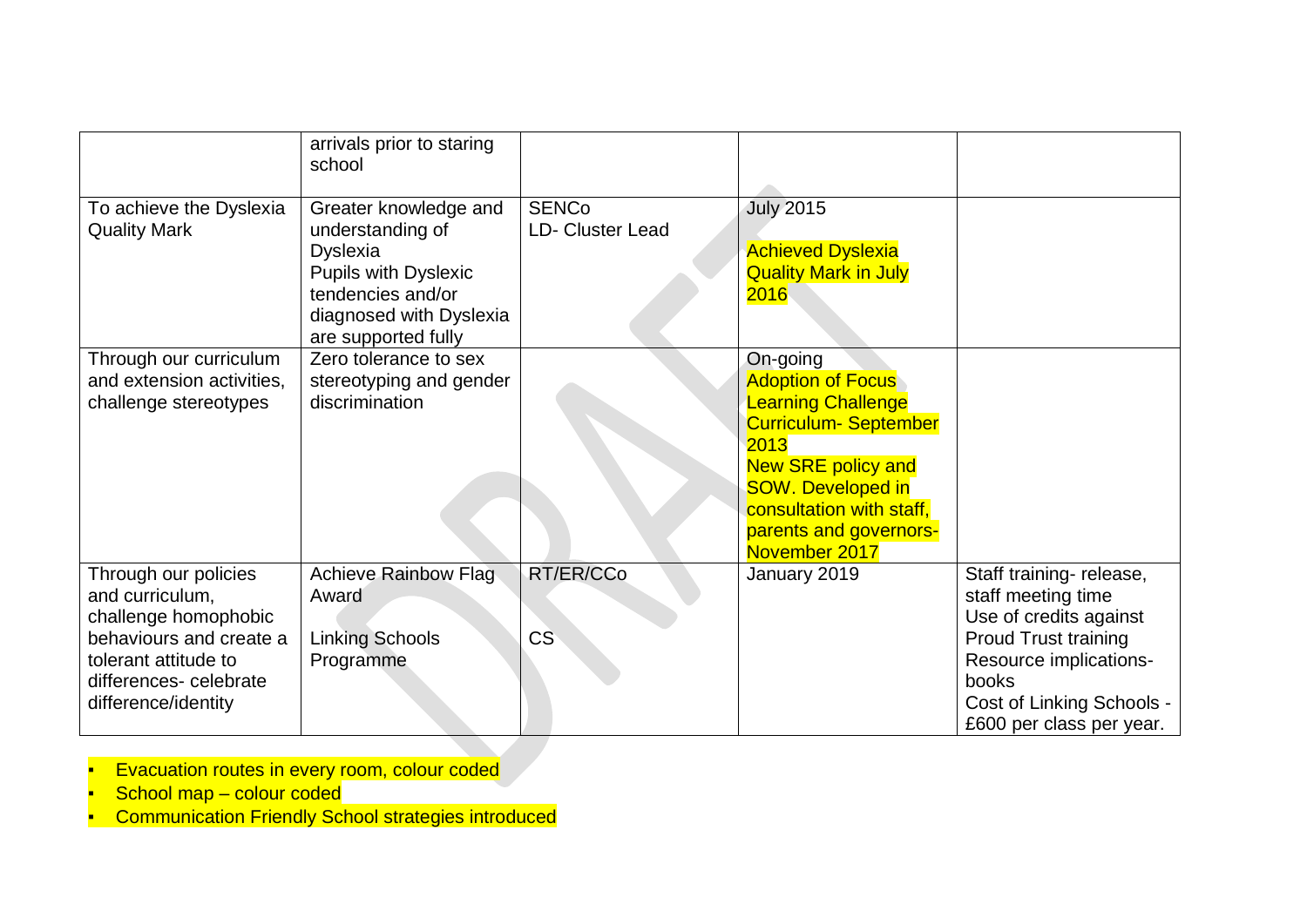| | | | | |
|---|---|---|---|---|
| | arrivals prior to staring school | | | |
| To achieve the Dyslexia Quality Mark | Greater knowledge and understanding of Dyslexia<br>Pupils with Dyslexic tendencies and/or diagnosed with Dyslexia are supported fully | SENCo<br>LD- Cluster Lead | July 2015<br><br>Achieved Dyslexia Quality Mark in July 2016 | |
| Through our curriculum and extension activities, challenge stereotypes | Zero tolerance to sex stereotyping and gender discrimination | | On-going<br>Adoption of Focus Learning Challenge Curriculum- September 2013<br>New SRE policy and SOW. Developed in consultation with staff, parents and governors-November 2017 | |
| Through our policies and curriculum, challenge homophobic behaviours and create a tolerant attitude to differences- celebrate difference/identity | Achieve Rainbow Flag Award<br><br>Linking Schools Programme | RT/ER/CCo<br><br>CS | January 2019 | Staff training- release, staff meeting time<br>Use of credits against Proud Trust training<br>Resource implications-books<br>Cost of Linking Schools - £600 per class per year. |

- Evacuation routes in every room, colour coded
- School map – colour coded
- Communication Friendly School strategies introduced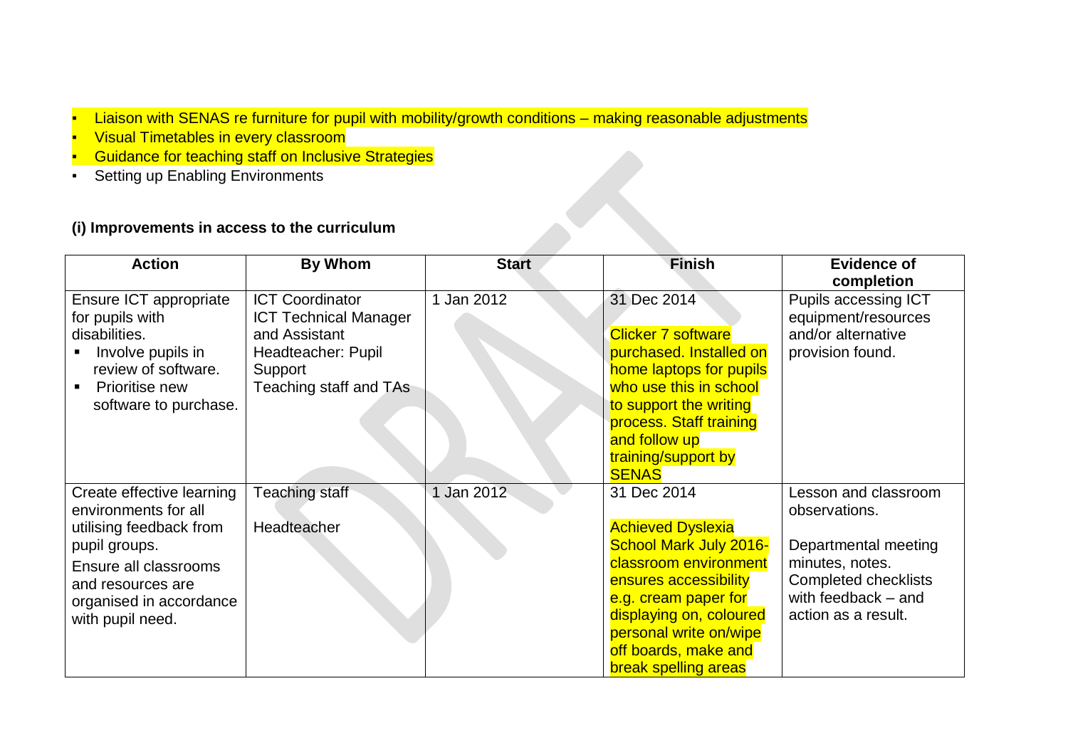- Liaison with SENAS re furniture for pupil with mobility/growth conditions – making reasonable adjustments
- Visual Timetables in every classroom
- Guidance for teaching staff on Inclusive Strategies
- Setting up Enabling Environments

**(i) Improvements in access to the curriculum**

| Action | By Whom | Start | Finish | Evidence of completion |
|---|---|---|---|---|
| Ensure ICT appropriate for pupils with disabilities.<br>▪ Involve pupils in review of software.<br>▪ Prioritise new software to purchase. | ICT Coordinator<br>ICT Technical Manager and Assistant Headteacher: Pupil Support<br>Teaching staff and TAs | 1 Jan 2012 | 31 Dec 2014<br><br>Clicker 7 software purchased. Installed on home laptops for pupils who use this in school to support the writing process. Staff training and follow up training/support by SENAS | Pupils accessing ICT equipment/resources and/or alternative provision found. |
| Create effective learning environments for all utilising feedback from pupil groups.<br>Ensure all classrooms and resources are organised in accordance with pupil need. | Teaching staff<br><br>Headteacher | 1 Jan 2012 | 31 Dec 2014<br><br>Achieved Dyslexia School Mark July 2016- classroom environment ensures accessibility e.g. cream paper for displaying on, coloured personal write on/wipe off boards, make and break spelling areas | Lesson and classroom observations.<br><br>Departmental meeting minutes, notes.<br>Completed checklists with feedback – and action as a result. |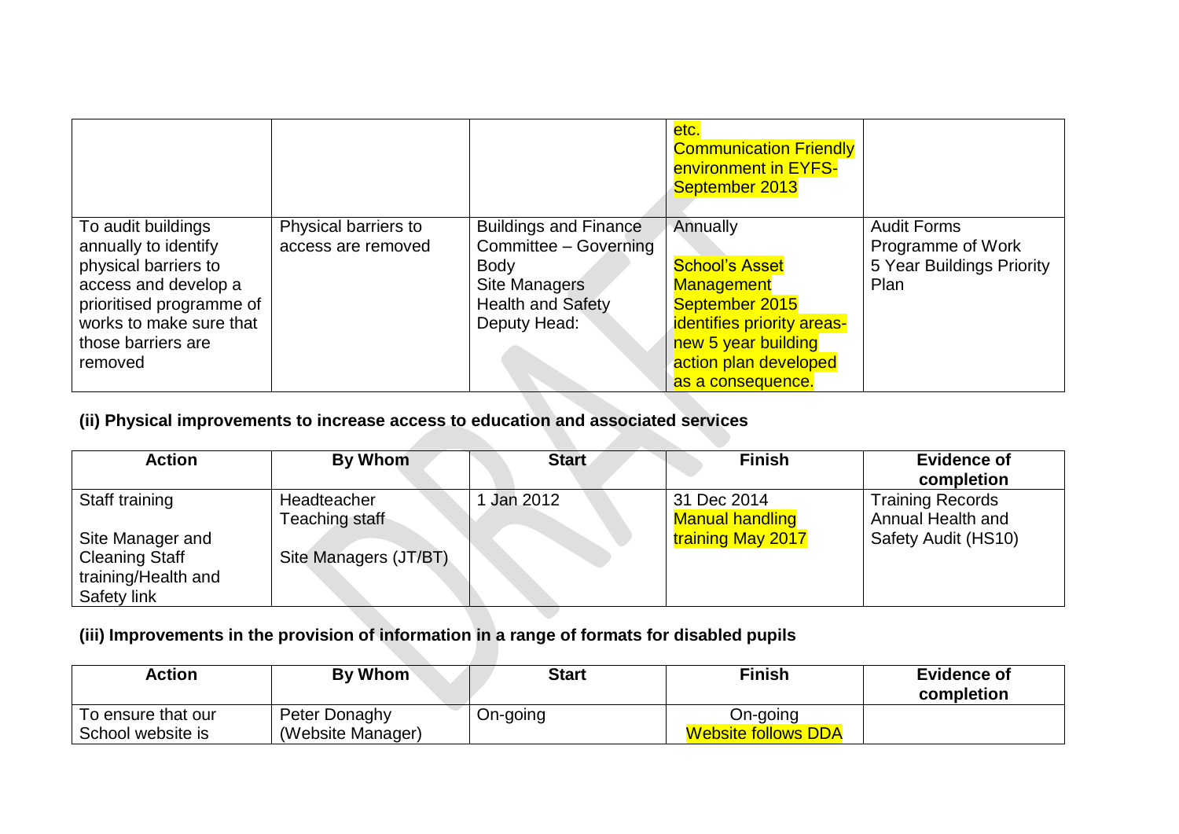| | | | etc.<br>Communication Friendly environment in EYFS- September 2013 | |
|---|---|---|---|---|
| To audit buildings annually to identify physical barriers to access and develop a prioritised programme of works to make sure that those barriers are removed | Physical barriers to access are removed | Buildings and Finance Committee – Governing Body<br>Site Managers<br>Health and Safety Deputy Head: | Annually<br><br>School's Asset Management September 2015 identifies priority areas- new 5 year building action plan developed as a consequence. | Audit Forms<br>Programme of Work<br>5 Year Buildings Priority Plan |

**(ii) Physical improvements to increase access to education and associated services**

| Action | By Whom | Start | Finish | Evidence of completion |
|---|---|---|---|---|
| Staff training<br><br>Site Manager and Cleaning Staff training/Health and Safety link | Headteacher<br>Teaching staff<br><br>Site Managers (JT/BT) | 1 Jan 2012 | 31 Dec 2014<br>Manual handling training May 2017 | Training Records<br>Annual Health and Safety Audit (HS10) |

**(iii) Improvements in the provision of information in a range of formats for disabled pupils**

| Action | By Whom | Start | Finish | Evidence of completion |
|---|---|---|---|---|
| To ensure that our School website is | Peter Donaghy (Website Manager) | On-going | On-going<br>Website follows DDA | |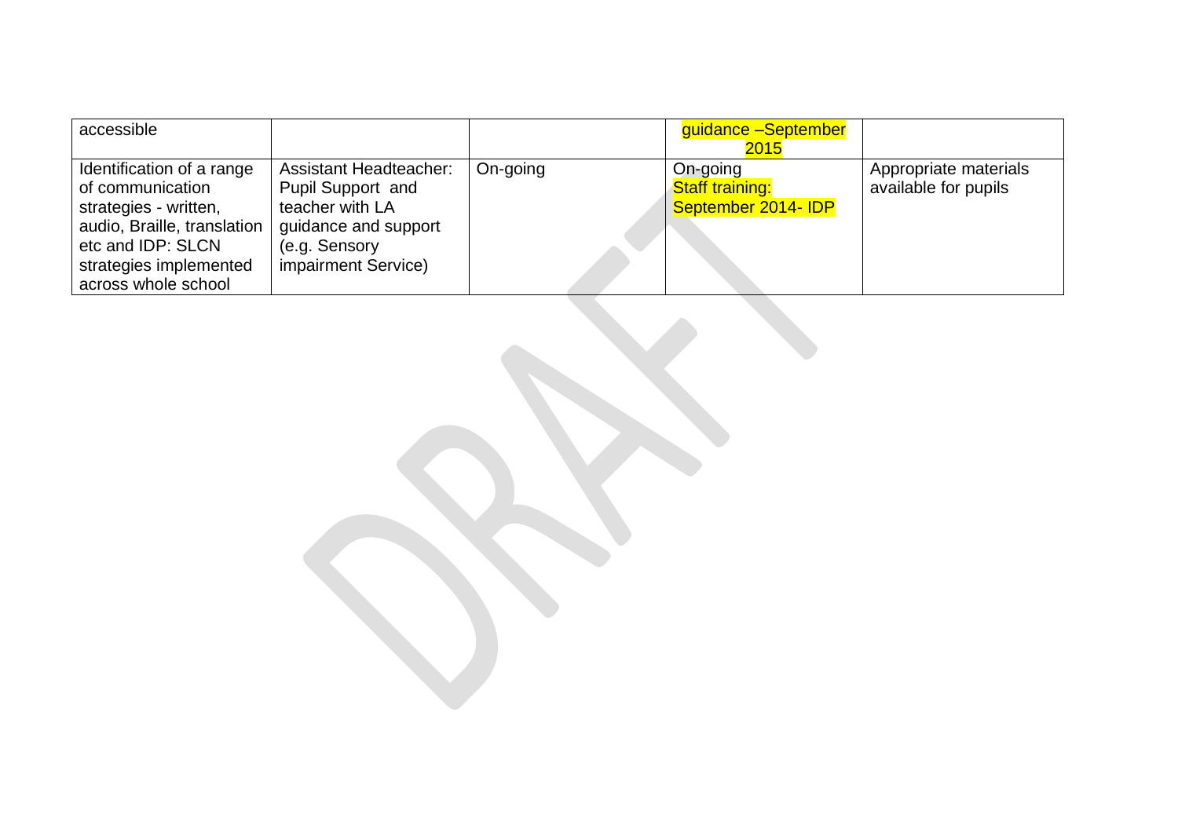| | | | | |
|---|---|---|---|---|
| accessible | | | guidance –September 2015 | |
| Identification of a range of communication strategies - written, audio, Braille, translation etc and IDP: SLCN strategies implemented across whole school | Assistant Headteacher: Pupil Support and teacher with LA guidance and support (e.g. Sensory impairment Service) | On-going | On-going<br>Staff training: September 2014- IDP | Appropriate materials available for pupils |